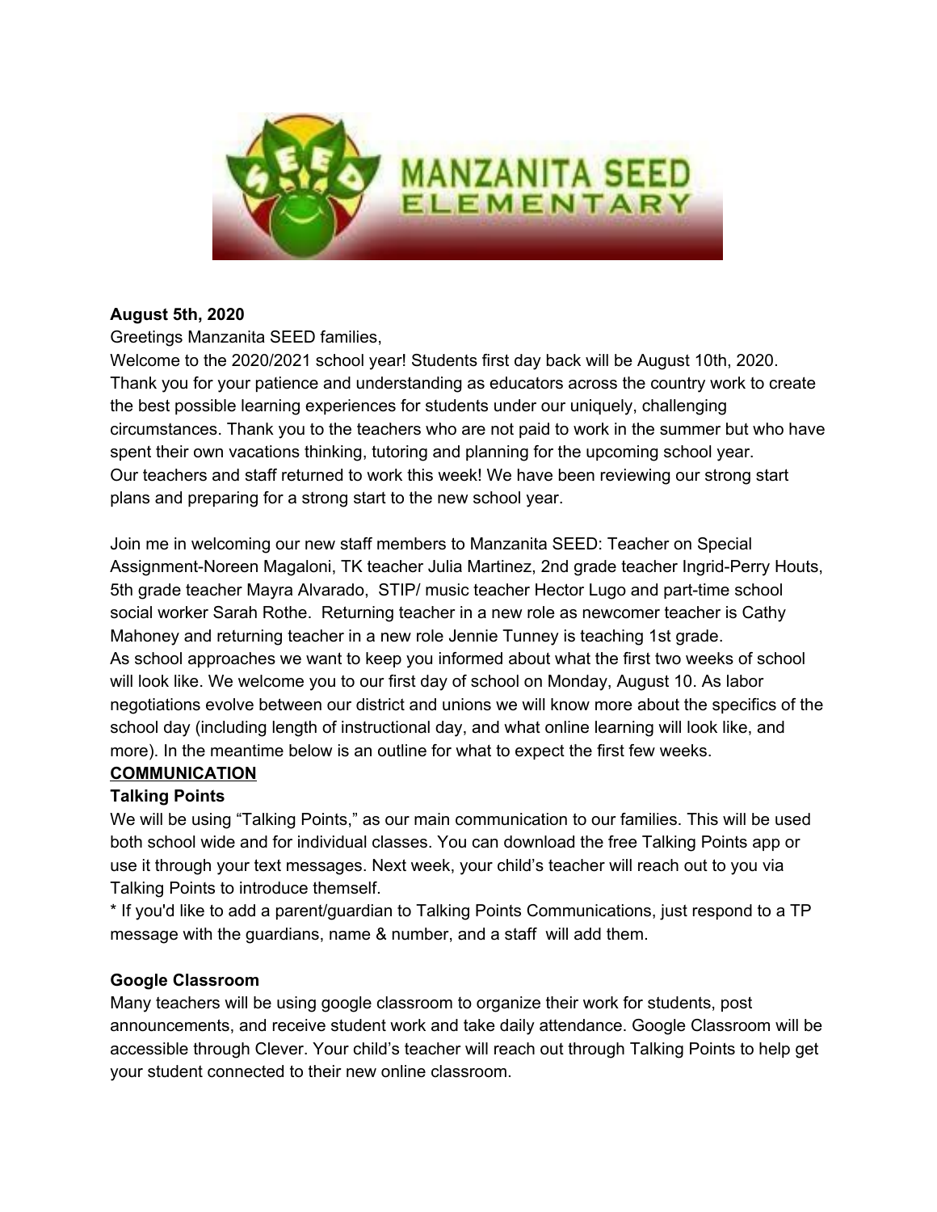**August 5th, 2020**

Greetings Manzanita SEED families,

Welcome to the 2020/2021 school year! Students first day back will be August 10th, 2020. Thank you for your patience and understanding as educators across the country work to create the best possible learning experiences for students under our uniquely, challenging circumstances. Thank you to the teachers who are not paid to work in the summer but who have spent their own vacations thinking, tutoring and planning for the upcoming school year. Our teachers and staff returned to work this week! We have been reviewing our strong start plans and preparing for a strong start to the new school year.

Join me in welcoming our new staff members to Manzanita SEED: Teacher on Special Assignment-Noreen Magaloni, TK teacher Julia Martinez, 2nd grade teacher Ingrid-Perry Houts, 5th grade teacher Mayra Alvarado, STIP/ music teacher Hector Lugo and part-time school social worker Sarah Rothe. Returning teacher in a new role as newcomer teacher is Cathy Mahoney and returning teacher in a new role Jennie Tunney is teaching 1st grade.

As school approaches we want to keep you informed about what the first two weeks of school will look like. We welcome you to our first day of school on Monday, August 10. As labor negotiations evolve between our district and unions we will know more about the specifics of the school day (including length of instructional day, and what online learning will look like, and more). In the meantime below is an outline for what to expect the first few weeks.

## COMMUNICATION

### Talking Points

We will be using "Talking Points," as our main communication to our families. This will be used both school wide and for individual classes. You can download the free Talking Points app or use it through your text messages. Next week, your child's teacher will reach out to you via Talking Points to introduce themself.

* If you'd like to add a parent/guardian to Talking Points Communications, just respond to a TP message with the guardians, name & number, and a staff will add them.

### Google Classroom

Many teachers will be using google classroom to organize their work for students, post announcements, and receive student work and take daily attendance. Google Classroom will be accessible through Clever. Your child's teacher will reach out through Talking Points to help get your student connected to their new online classroom.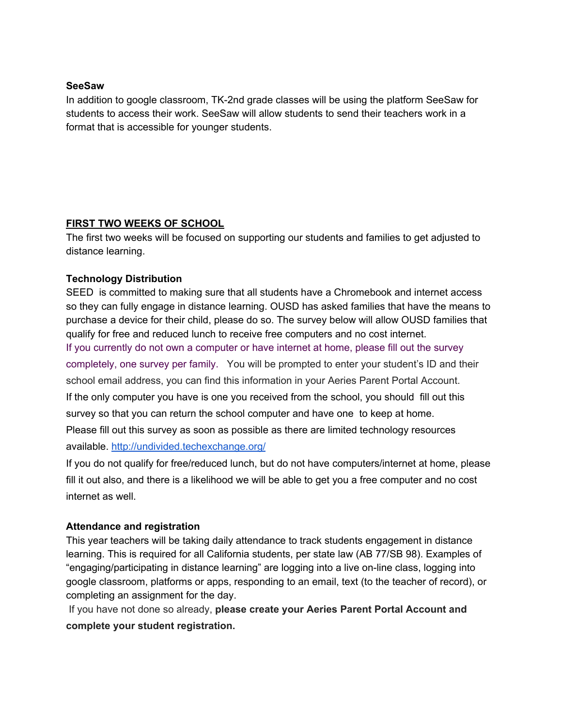**SeeSaw**

In addition to google classroom, TK-2nd grade classes will be using the platform SeeSaw for students to access their work. SeeSaw will allow students to send their teachers work in a format that is accessible for younger students.

## FIRST TWO WEEKS OF SCHOOL

The first two weeks will be focused on supporting our students and families to get adjusted to distance learning.

**Technology Distribution**

SEED is committed to making sure that all students have a Chromebook and internet access so they can fully engage in distance learning. OUSD has asked families that have the means to purchase a device for their child, please do so. The survey below will allow OUSD families that qualify for free and reduced lunch to receive free computers and no cost internet.

If you currently do not own a computer or have internet at home, please fill out the survey completely, one survey per family. You will be prompted to enter your student's ID and their school email address, you can find this information in your Aeries Parent Portal Account.

If the only computer you have is one you received from the school, you should fill out this survey so that you can return the school computer and have one to keep at home.

Please fill out this survey as soon as possible as there are limited technology resources available. [http://undivided.techexchange.org/](http://undivided.techexchange.org/)

If you do not qualify for free/reduced lunch, but do not have computers/internet at home, please fill it out also, and there is a likelihood we will be able to get you a free computer and no cost internet as well.

**Attendance and registration**

This year teachers will be taking daily attendance to track students engagement in distance learning. This is required for all California students, per state law (AB 77/SB 98). Examples of "engaging/participating in distance learning" are logging into a live on-line class, logging into google classroom, platforms or apps, responding to an email, text (to the teacher of record), or completing an assignment for the day.

If you have not done so already, **please create your Aeries Parent Portal Account and complete your student registration.**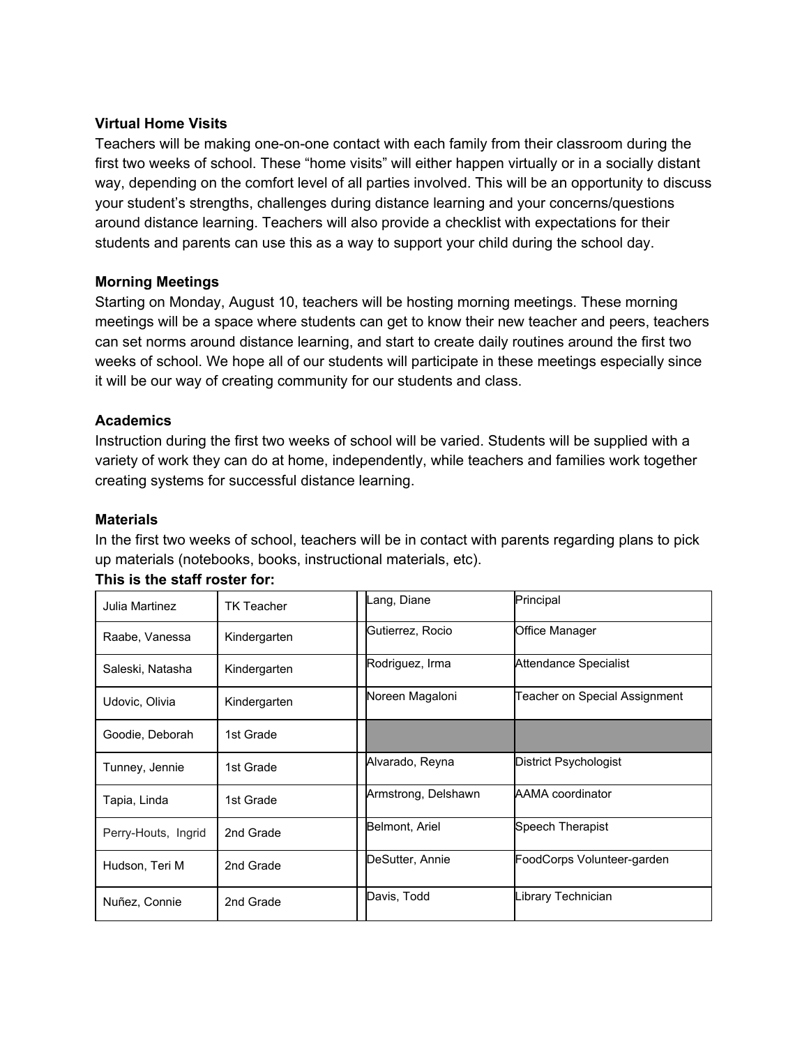**Virtual Home Visits**

Teachers will be making one-on-one contact with each family from their classroom during the first two weeks of school. These “home visits” will either happen virtually or in a socially distant way, depending on the comfort level of all parties involved. This will be an opportunity to discuss your student’s strengths, challenges during distance learning and your concerns/questions around distance learning. Teachers will also provide a checklist with expectations for their students and parents can use this as a way to support your child during the school day.

**Morning Meetings**

Starting on Monday, August 10, teachers will be hosting morning meetings. These morning meetings will be a space where students can get to know their new teacher and peers, teachers can set norms around distance learning, and start to create daily routines around the first two weeks of school. We hope all of our students will participate in these meetings especially since it will be our way of creating community for our students and class.

**Academics**

Instruction during the first two weeks of school will be varied. Students will be supplied with a variety of work they can do at home, independently, while teachers and families work together creating systems for successful distance learning.

**Materials**

In the first two weeks of school, teachers will be in contact with parents regarding plans to pick up materials (notebooks, books, instructional materials, etc).

**This is the staff roster for:**

| | | | |
|---|---|---|---|
| Julia Martinez | TK Teacher | Lang, Diane | Principal |
| Raabe, Vanessa | Kindergarten | Gutierrez, Rocio | Office Manager |
| Saleski, Natasha | Kindergarten | Rodriguez, Irma | Attendance Specialist |
| Udovic, Olivia | Kindergarten | Noreen Magaloni | Teacher on Special Assignment |
| Goodie, Deborah | 1st Grade | | |
| Tunney, Jennie | 1st Grade | Alvarado, Reyna | District Psychologist |
| Tapia, Linda | 1st Grade | Armstrong, Delshawn | AAMA coordinator |
| Perry-Houts, Ingrid | 2nd Grade | Belmont, Ariel | Speech Therapist |
| Hudson, Teri M | 2nd Grade | DeSutter, Annie | FoodCorps Volunteer-garden |
| Nuñez, Connie | 2nd Grade | Davis, Todd | Library Technician |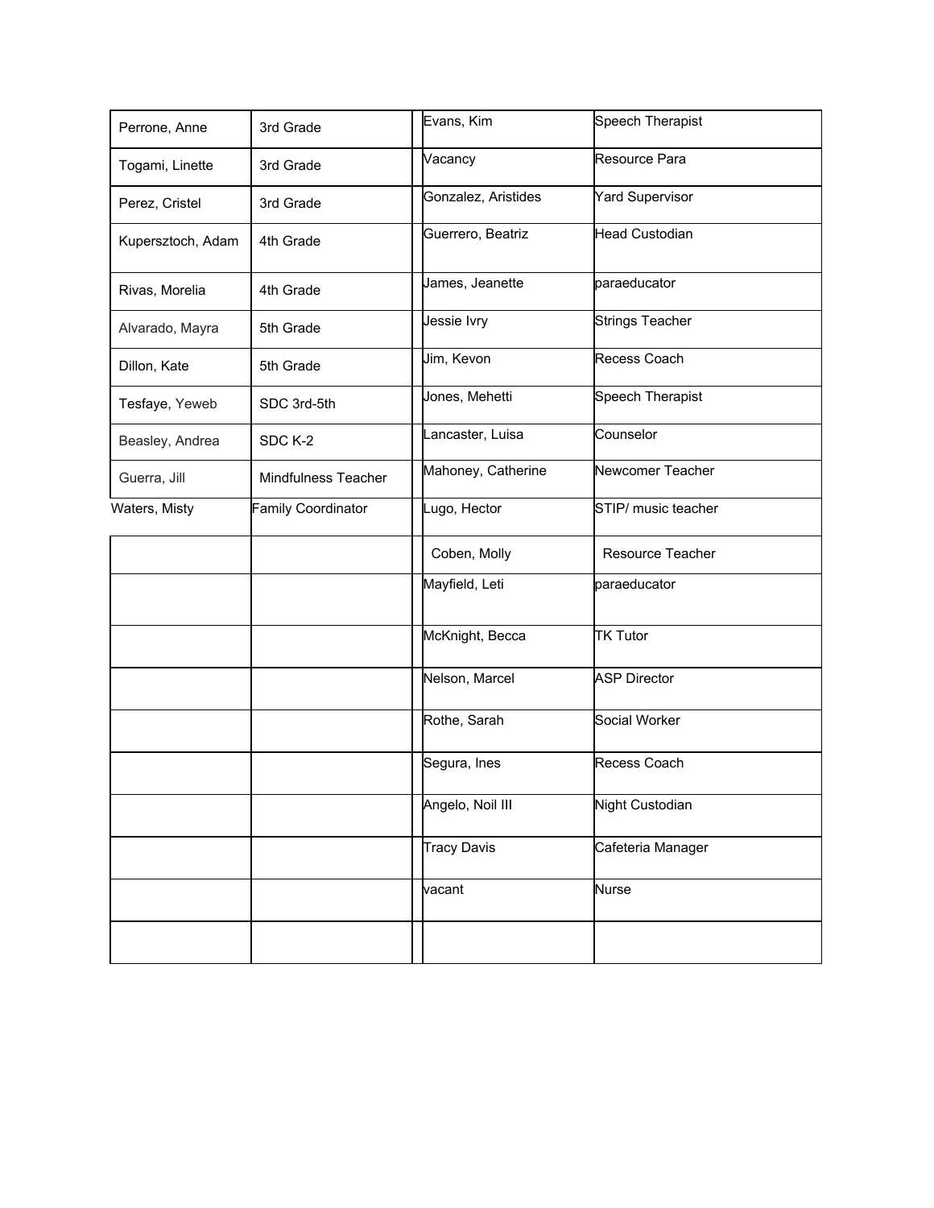| | | | |
|---|---|---|---|
| Perrone, Anne | 3rd Grade | Evans, Kim | Speech Therapist |
| Togami, Linette | 3rd Grade | Vacancy | Resource Para |
| Perez, Cristel | 3rd Grade | Gonzalez, Aristides | Yard Supervisor |
| Kupersztoch, Adam | 4th Grade | Guerrero, Beatriz | Head Custodian |
| Rivas, Morelia | 4th Grade | James, Jeanette | paraeducator |
| Alvarado, Mayra | 5th Grade | Jessie Ivry | Strings Teacher |
| Dillon, Kate | 5th Grade | Jim, Kevon | Recess Coach |
| Tesfaye, Yeweb | SDC 3rd-5th | Jones, Mehetti | Speech Therapist |
| Beasley, Andrea | SDC K-2 | Lancaster, Luisa | Counselor |
| Guerra, Jill | Mindfulness Teacher | Mahoney, Catherine | Newcomer Teacher |
| Waters, Misty | Family Coordinator | Lugo, Hector | STIP/ music teacher |
| | | Coben, Molly | Resource Teacher |
| | | Mayfield, Leti | paraeducator |
| | | McKnight, Becca | TK Tutor |
| | | Nelson, Marcel | ASP Director |
| | | Rothe, Sarah | Social Worker |
| | | Segura, Ines | Recess Coach |
| | | Angelo, Noil III | Night Custodian |
| | | Tracy Davis | Cafeteria Manager |
| | | vacant | Nurse |
| | | | |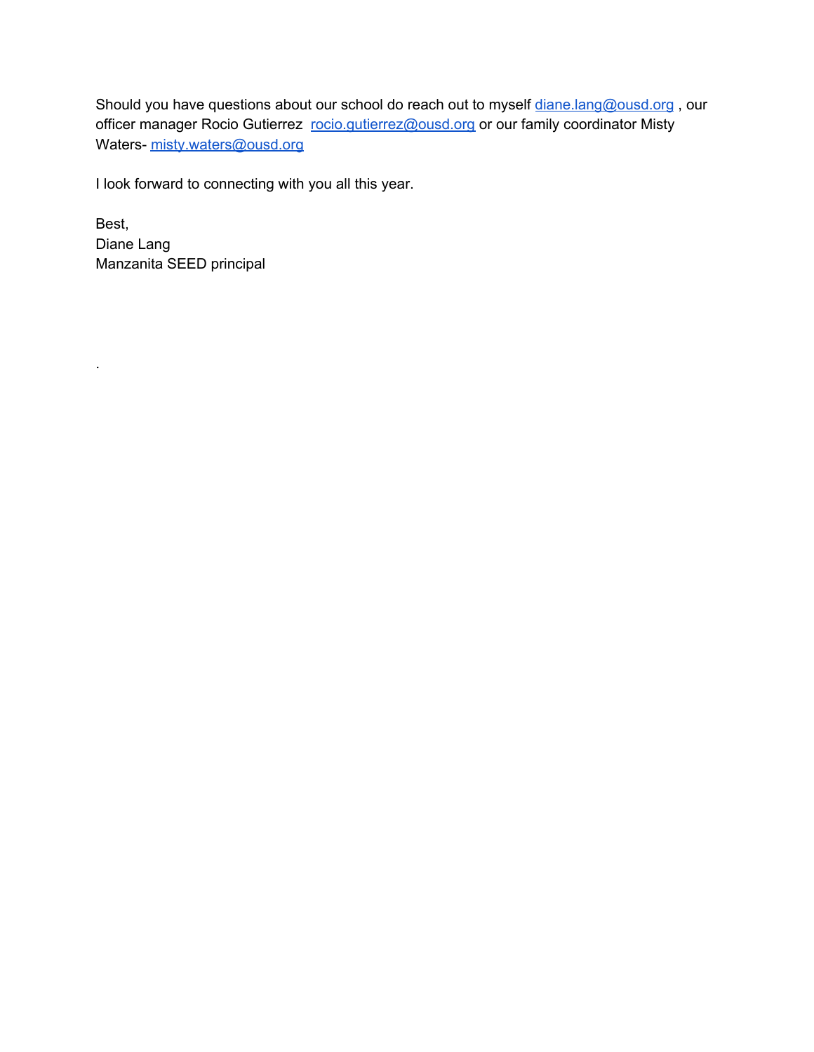Should you have questions about our school do reach out to myself diane.lang@ousd.org , our officer manager Rocio Gutierrez rocio.gutierrez@ousd.org or our family coordinator Misty Waters- misty.waters@ousd.org

I look forward to connecting with you all this year.

Best,
Diane Lang
Manzanita SEED principal

.